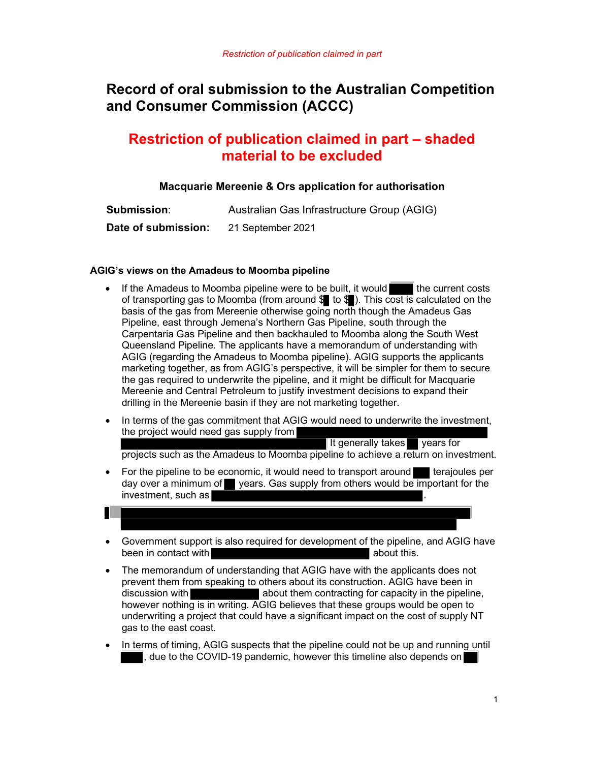*Restriction of publication claimed in part*

# Record of oral submission to the Australian Competition and Consumer Commission (ACCC)

## Restriction of publication claimed in part – shaded material to be excluded

**Macquarie Mereenie & Ors application for authorisation**

| | |
|---|---|
| **Submission**: | Australian Gas Infrastructure Group (AGIG) |
| **Date of submission:** | 21 September 2021 |

### AGIG's views on the Amadeus to Moomba pipeline

- If the Amadeus to Moomba pipeline were to be built, it would [redacted] the current costs of transporting gas to Moomba (from around $[redacted] to $[redacted]). This cost is calculated on the basis of the gas from Mereenie otherwise going north though the Amadeus Gas Pipeline, east through Jemena's Northern Gas Pipeline, south through the Carpentaria Gas Pipeline and then backhauled to Moomba along the South West Queensland Pipeline. The applicants have a memorandum of understanding with AGIG (regarding the Amadeus to Moomba pipeline). AGIG supports the applicants marketing together, as from AGIG's perspective, it will be simpler for them to secure the gas required to underwrite the pipeline, and it might be difficult for Macquarie Mereenie and Central Petroleum to justify investment decisions to expand their drilling in the Mereenie basin if they are not marketing together.
- In terms of the gas commitment that AGIG would need to underwrite the investment, the project would need gas supply from [redacted] It generally takes [redacted] years for projects such as the Amadeus to Moomba pipeline to achieve a return on investment.
- For the pipeline to be economic, it would need to transport around [redacted] terajoules per day over a minimum of [redacted] years. Gas supply from others would be important for the investment, such as [redacted].
- [redacted]
- Government support is also required for development of the pipeline, and AGIG have been in contact with [redacted] about this.
- The memorandum of understanding that AGIG have with the applicants does not prevent them from speaking to others about its construction. AGIG have been in discussion with [redacted] about them contracting for capacity in the pipeline, however nothing is in writing. AGIG believes that these groups would be open to underwriting a project that could have a significant impact on the cost of supply NT gas to the east coast.
- In terms of timing, AGIG suspects that the pipeline could not be up and running until [redacted], due to the COVID-19 pandemic, however this timeline also depends on [redacted]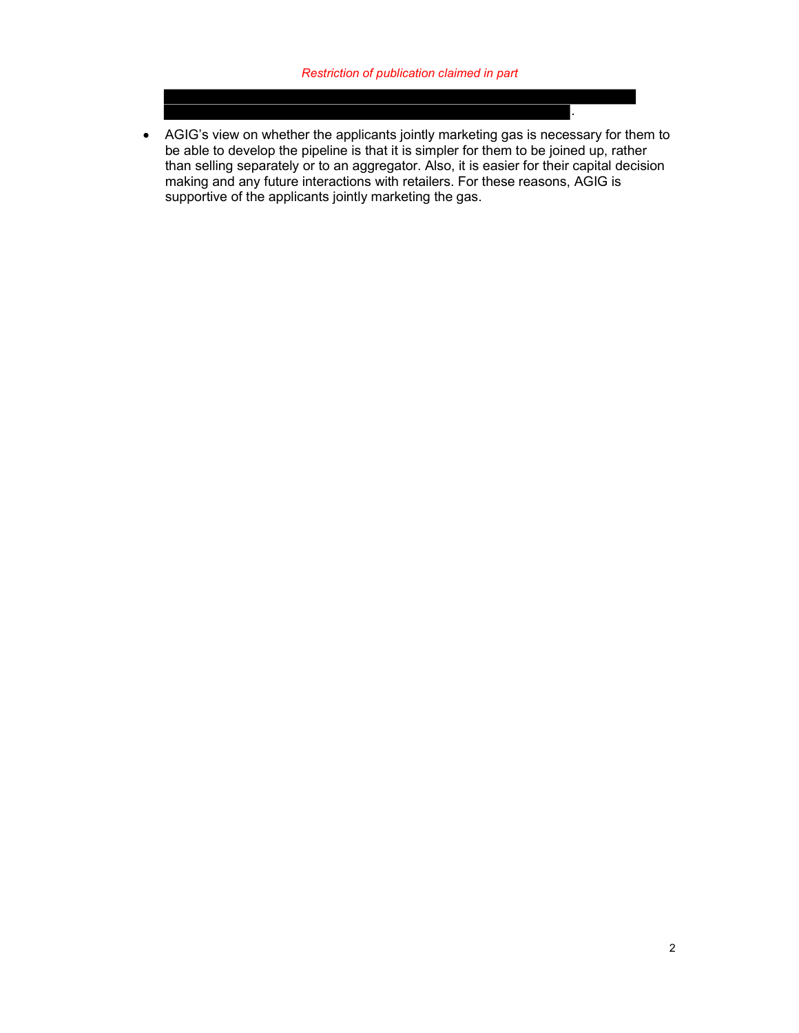*Restriction of publication claimed in part*

- AGIG's view on whether the applicants jointly marketing gas is necessary for them to be able to develop the pipeline is that it is simpler for them to be joined up, rather than selling separately or to an aggregator. Also, it is easier for their capital decision making and any future interactions with retailers. For these reasons, AGIG is supportive of the applicants jointly marketing the gas.